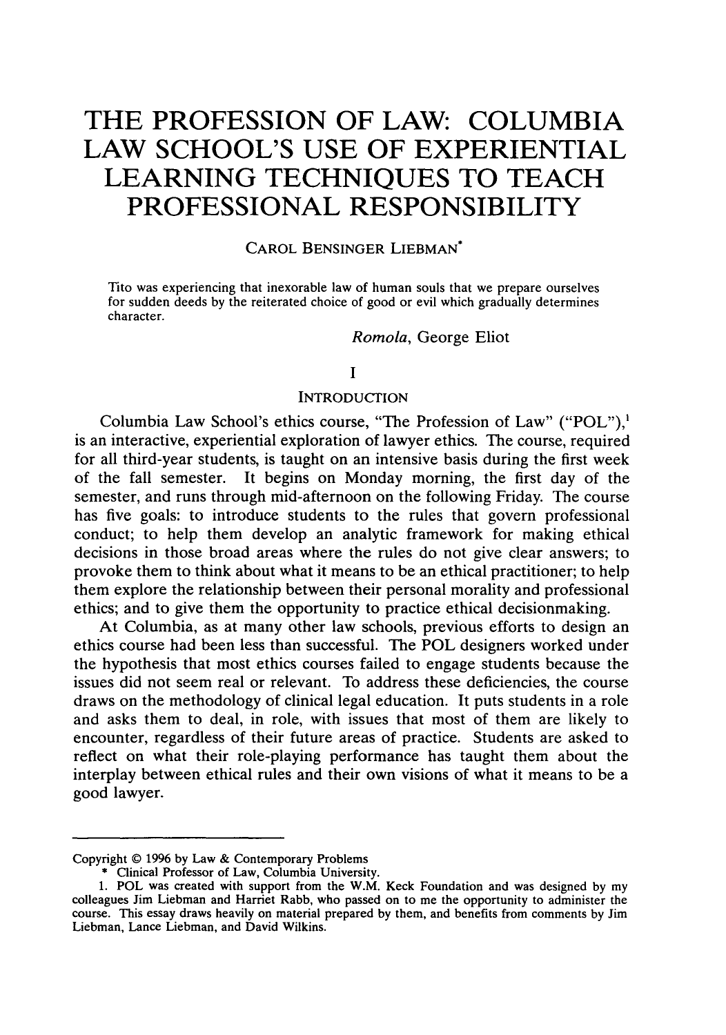# THE PROFESSION OF LAW: COLUMBIA LAW SCHOOL'S USE OF EXPERIENTIAL LEARNING TECHNIQUES TO TEACH PROFESSIONAL RESPONSIBILITY

CAROL BENSINGER LIEBMAN*

> Tito was experiencing that inexorable law of human souls that we prepare ourselves for sudden deeds by the reiterated choice of good or evil which gradually determines character.
>
> *Romola*, George Eliot

## I

## INTRODUCTION

Columbia Law School's ethics course, "The Profession of Law" ("POL"),[1] is an interactive, experiential exploration of lawyer ethics. The course, required for all third-year students, is taught on an intensive basis during the first week of the fall semester. It begins on Monday morning, the first day of the semester, and runs through mid-afternoon on the following Friday. The course has five goals: to introduce students to the rules that govern professional conduct; to help them develop an analytic framework for making ethical decisions in those broad areas where the rules do not give clear answers; to provoke them to think about what it means to be an ethical practitioner; to help them explore the relationship between their personal morality and professional ethics; and to give them the opportunity to practice ethical decisionmaking.

At Columbia, as at many other law schools, previous efforts to design an ethics course had been less than successful. The POL designers worked under the hypothesis that most ethics courses failed to engage students because the issues did not seem real or relevant. To address these deficiencies, the course draws on the methodology of clinical legal education. It puts students in a role and asks them to deal, in role, with issues that most of them are likely to encounter, regardless of their future areas of practice. Students are asked to reflect on what their role-playing performance has taught them about the interplay between ethical rules and their own visions of what it means to be a good lawyer.

---

Copyright © 1996 by Law & Contemporary Problems

\* Clinical Professor of Law, Columbia University.

1. POL was created with support from the W.M. Keck Foundation and was designed by my colleagues Jim Liebman and Harriet Rabb, who passed on to me the opportunity to administer the course. This essay draws heavily on material prepared by them, and benefits from comments by Jim Liebman, Lance Liebman, and David Wilkins.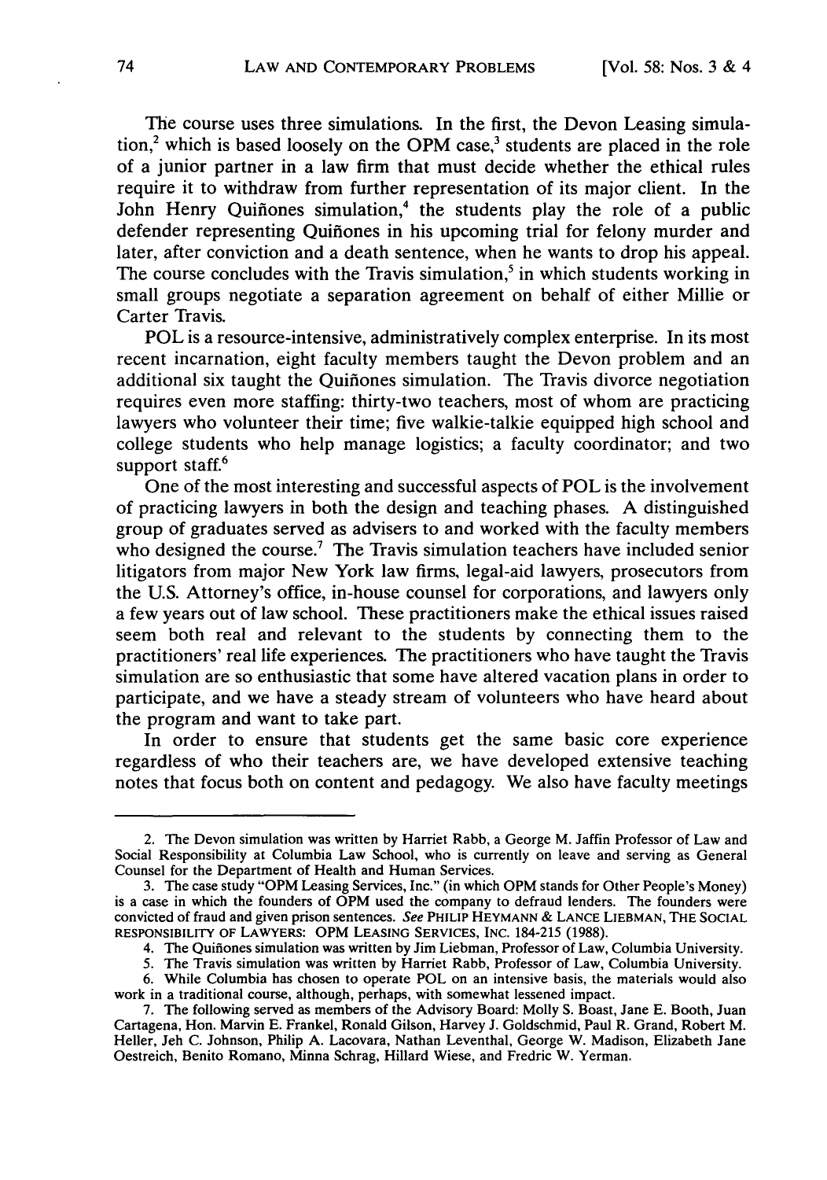The course uses three simulations. In the first, the Devon Leasing simulation,[2] which is based loosely on the OPM case,[3] students are placed in the role of a junior partner in a law firm that must decide whether the ethical rules require it to withdraw from further representation of its major client. In the John Henry Quiñones simulation,[4] the students play the role of a public defender representing Quiñones in his upcoming trial for felony murder and later, after conviction and a death sentence, when he wants to drop his appeal. The course concludes with the Travis simulation,[5] in which students working in small groups negotiate a separation agreement on behalf of either Millie or Carter Travis.

POL is a resource-intensive, administratively complex enterprise. In its most recent incarnation, eight faculty members taught the Devon problem and an additional six taught the Quiñones simulation. The Travis divorce negotiation requires even more staffing: thirty-two teachers, most of whom are practicing lawyers who volunteer their time; five walkie-talkie equipped high school and college students who help manage logistics; a faculty coordinator; and two support staff.[6]

One of the most interesting and successful aspects of POL is the involvement of practicing lawyers in both the design and teaching phases. A distinguished group of graduates served as advisers to and worked with the faculty members who designed the course.[7] The Travis simulation teachers have included senior litigators from major New York law firms, legal-aid lawyers, prosecutors from the U.S. Attorney's office, in-house counsel for corporations, and lawyers only a few years out of law school. These practitioners make the ethical issues raised seem both real and relevant to the students by connecting them to the practitioners' real life experiences. The practitioners who have taught the Travis simulation are so enthusiastic that some have altered vacation plans in order to participate, and we have a steady stream of volunteers who have heard about the program and want to take part.

In order to ensure that students get the same basic core experience regardless of who their teachers are, we have developed extensive teaching notes that focus both on content and pedagogy. We also have faculty meetings

---

2. The Devon simulation was written by Harriet Rabb, a George M. Jaffin Professor of Law and Social Responsibility at Columbia Law School, who is currently on leave and serving as General Counsel for the Department of Health and Human Services.

3. The case study "OPM Leasing Services, Inc." (in which OPM stands for Other People's Money) is a case in which the founders of OPM used the company to defraud lenders. The founders were convicted of fraud and given prison sentences. *See* PHILIP HEYMANN & LANCE LIEBMAN, THE SOCIAL RESPONSIBILITY OF LAWYERS: OPM LEASING SERVICES, INC. 184-215 (1988).

4. The Quiñones simulation was written by Jim Liebman, Professor of Law, Columbia University.

5. The Travis simulation was written by Harriet Rabb, Professor of Law, Columbia University.

6. While Columbia has chosen to operate POL on an intensive basis, the materials would also work in a traditional course, although, perhaps, with somewhat lessened impact.

7. The following served as members of the Advisory Board: Molly S. Boast, Jane E. Booth, Juan Cartagena, Hon. Marvin E. Frankel, Ronald Gilson, Harvey J. Goldschmid, Paul R. Grand, Robert M. Heller, Jeh C. Johnson, Philip A. Lacovara, Nathan Leventhal, George W. Madison, Elizabeth Jane Oestreich, Benito Romano, Minna Schrag, Hillard Wiese, and Fredric W. Yerman.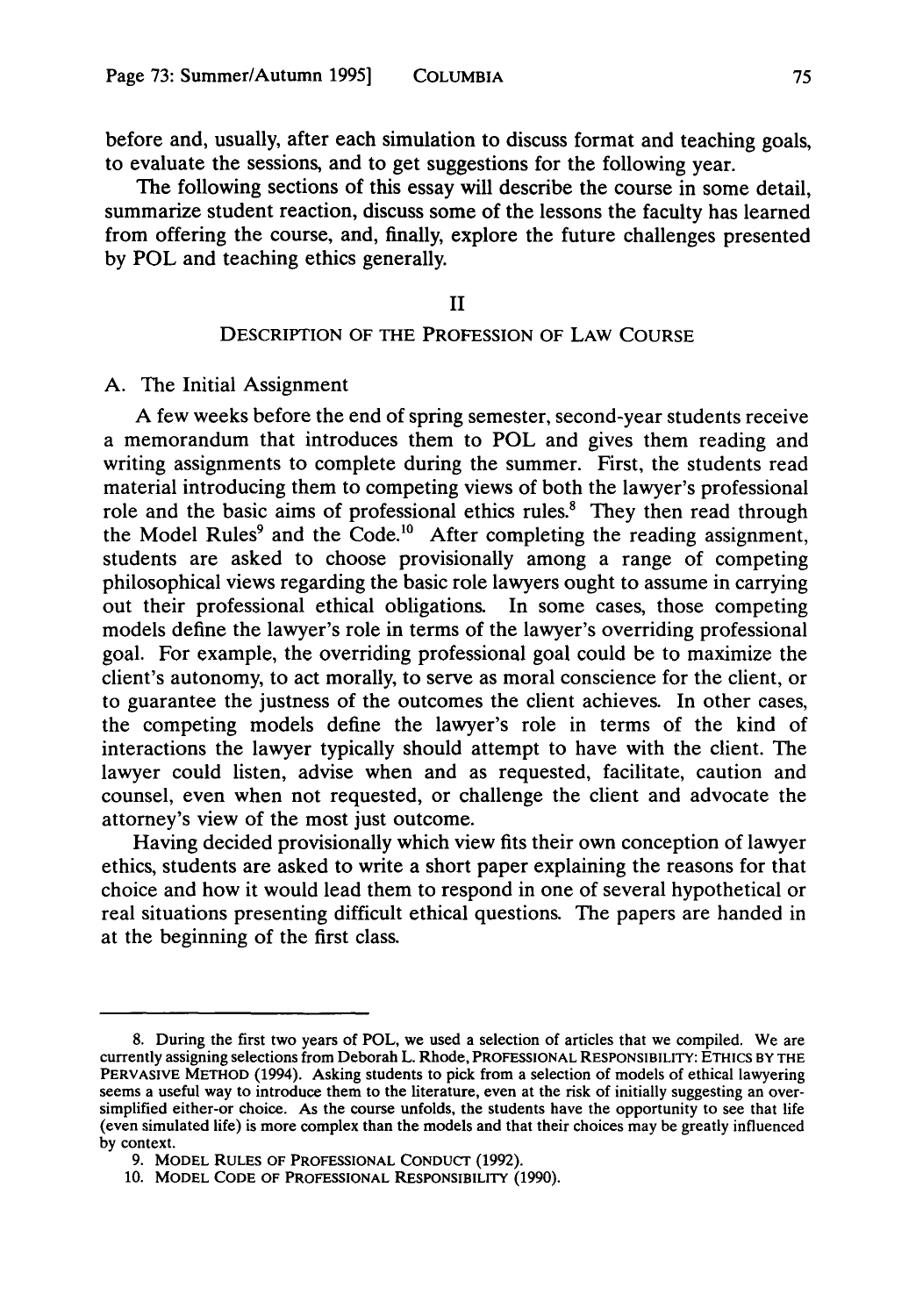before and, usually, after each simulation to discuss format and teaching goals, to evaluate the sessions, and to get suggestions for the following year.

The following sections of this essay will describe the course in some detail, summarize student reaction, discuss some of the lessons the faculty has learned from offering the course, and, finally, explore the future challenges presented by POL and teaching ethics generally.

## II

## DESCRIPTION OF THE PROFESSION OF LAW COURSE

### A. The Initial Assignment

A few weeks before the end of spring semester, second-year students receive a memorandum that introduces them to POL and gives them reading and writing assignments to complete during the summer. First, the students read material introducing them to competing views of both the lawyer's professional role and the basic aims of professional ethics rules.[8] They then read through the Model Rules[9] and the Code.[10] After completing the reading assignment, students are asked to choose provisionally among a range of competing philosophical views regarding the basic role lawyers ought to assume in carrying out their professional ethical obligations. In some cases, those competing models define the lawyer's role in terms of the lawyer's overriding professional goal. For example, the overriding professional goal could be to maximize the client's autonomy, to act morally, to serve as moral conscience for the client, or to guarantee the justness of the outcomes the client achieves. In other cases, the competing models define the lawyer's role in terms of the kind of interactions the lawyer typically should attempt to have with the client. The lawyer could listen, advise when and as requested, facilitate, caution and counsel, even when not requested, or challenge the client and advocate the attorney's view of the most just outcome.

Having decided provisionally which view fits their own conception of lawyer ethics, students are asked to write a short paper explaining the reasons for that choice and how it would lead them to respond in one of several hypothetical or real situations presenting difficult ethical questions. The papers are handed in at the beginning of the first class.

---

8. During the first two years of POL, we used a selection of articles that we compiled. We are currently assigning selections from Deborah L. Rhode, PROFESSIONAL RESPONSIBILITY: ETHICS BY THE PERVASIVE METHOD (1994). Asking students to pick from a selection of models of ethical lawyering seems a useful way to introduce them to the literature, even at the risk of initially suggesting an over-simplified either-or choice. As the course unfolds, the students have the opportunity to see that life (even simulated life) is more complex than the models and that their choices may be greatly influenced by context.

9. MODEL RULES OF PROFESSIONAL CONDUCT (1992).

10. MODEL CODE OF PROFESSIONAL RESPONSIBILITY (1990).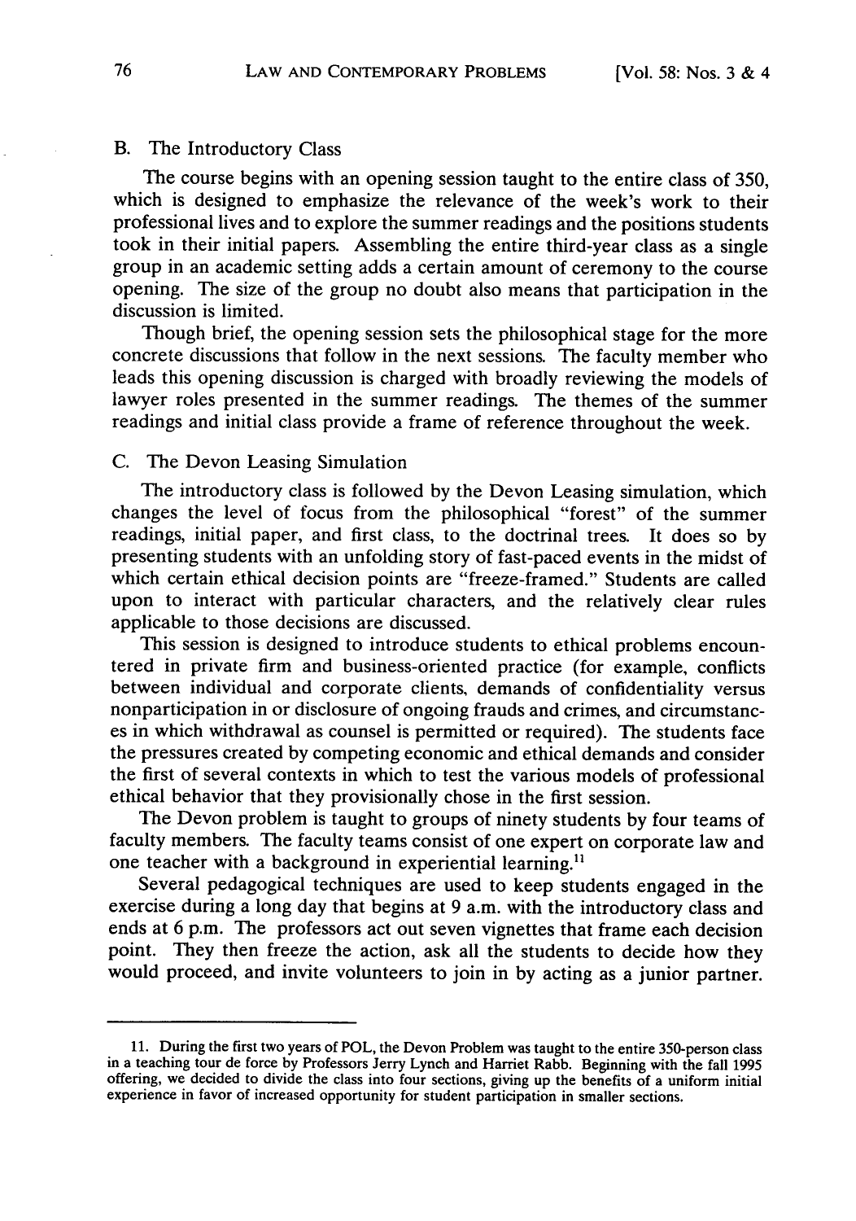### B. The Introductory Class

The course begins with an opening session taught to the entire class of 350, which is designed to emphasize the relevance of the week's work to their professional lives and to explore the summer readings and the positions students took in their initial papers. Assembling the entire third-year class as a single group in an academic setting adds a certain amount of ceremony to the course opening. The size of the group no doubt also means that participation in the discussion is limited.

Though brief, the opening session sets the philosophical stage for the more concrete discussions that follow in the next sessions. The faculty member who leads this opening discussion is charged with broadly reviewing the models of lawyer roles presented in the summer readings. The themes of the summer readings and initial class provide a frame of reference throughout the week.

### C. The Devon Leasing Simulation

The introductory class is followed by the Devon Leasing simulation, which changes the level of focus from the philosophical "forest" of the summer readings, initial paper, and first class, to the doctrinal trees. It does so by presenting students with an unfolding story of fast-paced events in the midst of which certain ethical decision points are "freeze-framed." Students are called upon to interact with particular characters, and the relatively clear rules applicable to those decisions are discussed.

This session is designed to introduce students to ethical problems encountered in private firm and business-oriented practice (for example, conflicts between individual and corporate clients, demands of confidentiality versus nonparticipation in or disclosure of ongoing frauds and crimes, and circumstances in which withdrawal as counsel is permitted or required). The students face the pressures created by competing economic and ethical demands and consider the first of several contexts in which to test the various models of professional ethical behavior that they provisionally chose in the first session.

The Devon problem is taught to groups of ninety students by four teams of faculty members. The faculty teams consist of one expert on corporate law and one teacher with a background in experiential learning.[11]

Several pedagogical techniques are used to keep students engaged in the exercise during a long day that begins at 9 a.m. with the introductory class and ends at 6 p.m. The professors act out seven vignettes that frame each decision point. They then freeze the action, ask all the students to decide how they would proceed, and invite volunteers to join in by acting as a junior partner.

---

11. During the first two years of POL, the Devon Problem was taught to the entire 350-person class in a teaching tour de force by Professors Jerry Lynch and Harriet Rabb. Beginning with the fall 1995 offering, we decided to divide the class into four sections, giving up the benefits of a uniform initial experience in favor of increased opportunity for student participation in smaller sections.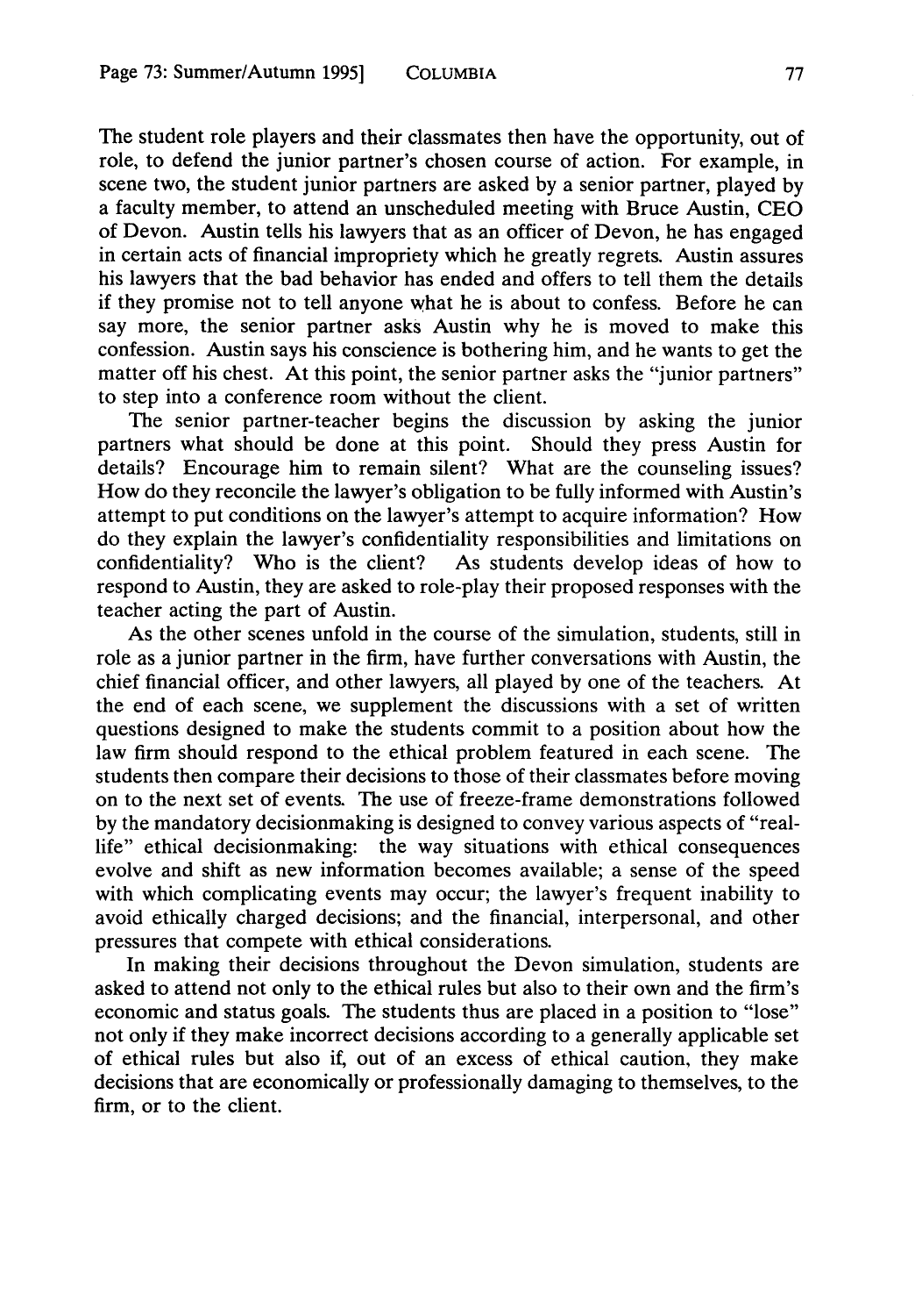The student role players and their classmates then have the opportunity, out of role, to defend the junior partner's chosen course of action. For example, in scene two, the student junior partners are asked by a senior partner, played by a faculty member, to attend an unscheduled meeting with Bruce Austin, CEO of Devon. Austin tells his lawyers that as an officer of Devon, he has engaged in certain acts of financial impropriety which he greatly regrets. Austin assures his lawyers that the bad behavior has ended and offers to tell them the details if they promise not to tell anyone what he is about to confess. Before he can say more, the senior partner asks Austin why he is moved to make this confession. Austin says his conscience is bothering him, and he wants to get the matter off his chest. At this point, the senior partner asks the "junior partners" to step into a conference room without the client.

The senior partner-teacher begins the discussion by asking the junior partners what should be done at this point. Should they press Austin for details? Encourage him to remain silent? What are the counseling issues? How do they reconcile the lawyer's obligation to be fully informed with Austin's attempt to put conditions on the lawyer's attempt to acquire information? How do they explain the lawyer's confidentiality responsibilities and limitations on confidentiality? Who is the client? As students develop ideas of how to respond to Austin, they are asked to role-play their proposed responses with the teacher acting the part of Austin.

As the other scenes unfold in the course of the simulation, students, still in role as a junior partner in the firm, have further conversations with Austin, the chief financial officer, and other lawyers, all played by one of the teachers. At the end of each scene, we supplement the discussions with a set of written questions designed to make the students commit to a position about how the law firm should respond to the ethical problem featured in each scene. The students then compare their decisions to those of their classmates before moving on to the next set of events. The use of freeze-frame demonstrations followed by the mandatory decisionmaking is designed to convey various aspects of "real-life" ethical decisionmaking: the way situations with ethical consequences evolve and shift as new information becomes available; a sense of the speed with which complicating events may occur; the lawyer's frequent inability to avoid ethically charged decisions; and the financial, interpersonal, and other pressures that compete with ethical considerations.

In making their decisions throughout the Devon simulation, students are asked to attend not only to the ethical rules but also to their own and the firm's economic and status goals. The students thus are placed in a position to "lose" not only if they make incorrect decisions according to a generally applicable set of ethical rules but also if, out of an excess of ethical caution, they make decisions that are economically or professionally damaging to themselves, to the firm, or to the client.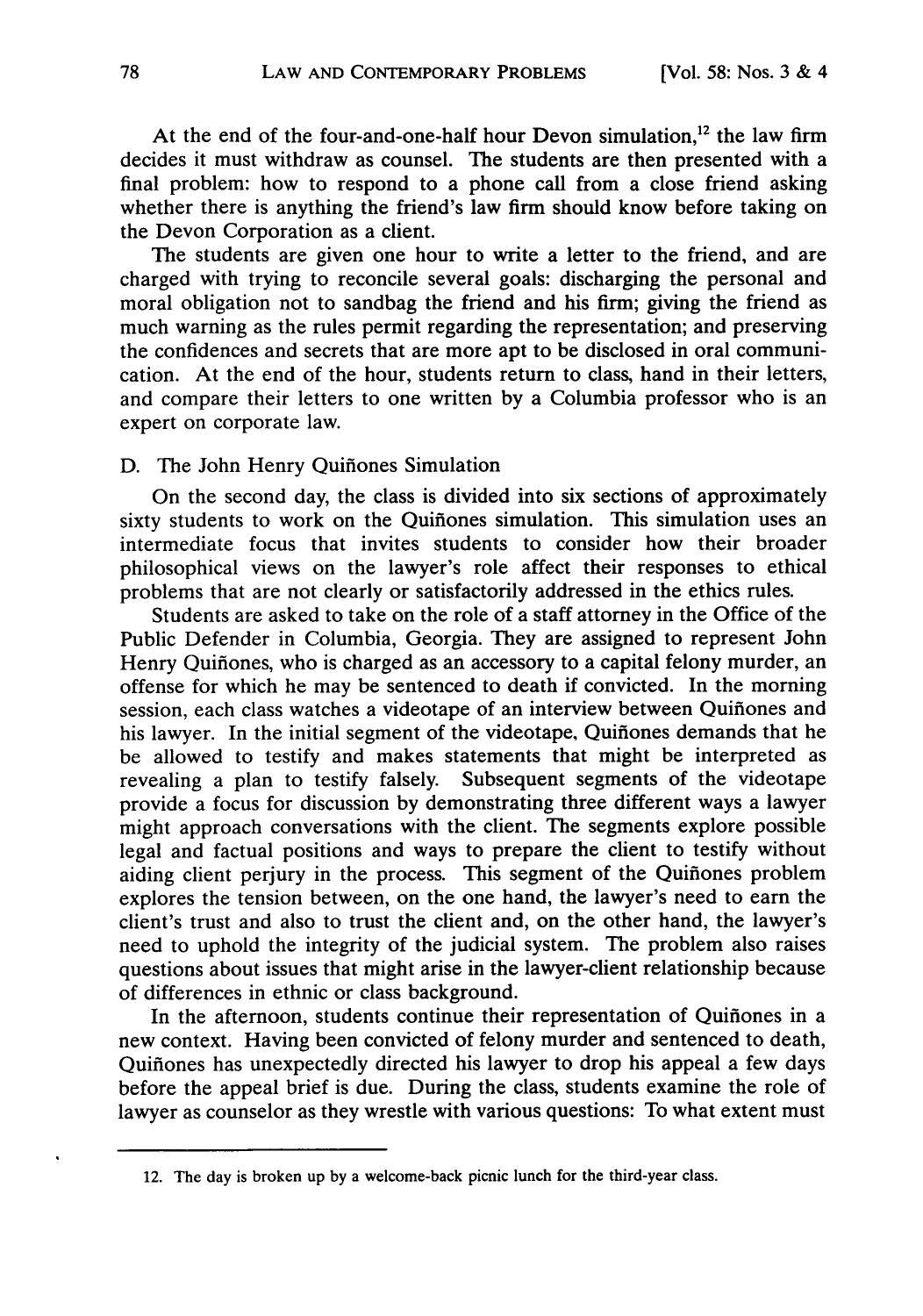At the end of the four-and-one-half hour Devon simulation,[12] the law firm decides it must withdraw as counsel. The students are then presented with a final problem: how to respond to a phone call from a close friend asking whether there is anything the friend's law firm should know before taking on the Devon Corporation as a client.

The students are given one hour to write a letter to the friend, and are charged with trying to reconcile several goals: discharging the personal and moral obligation not to sandbag the friend and his firm; giving the friend as much warning as the rules permit regarding the representation; and preserving the confidences and secrets that are more apt to be disclosed in oral communication. At the end of the hour, students return to class, hand in their letters, and compare their letters to one written by a Columbia professor who is an expert on corporate law.

### D. The John Henry Quiñones Simulation

On the second day, the class is divided into six sections of approximately sixty students to work on the Quiñones simulation. This simulation uses an intermediate focus that invites students to consider how their broader philosophical views on the lawyer's role affect their responses to ethical problems that are not clearly or satisfactorily addressed in the ethics rules.

Students are asked to take on the role of a staff attorney in the Office of the Public Defender in Columbia, Georgia. They are assigned to represent John Henry Quiñones, who is charged as an accessory to a capital felony murder, an offense for which he may be sentenced to death if convicted. In the morning session, each class watches a videotape of an interview between Quiñones and his lawyer. In the initial segment of the videotape, Quiñones demands that he be allowed to testify and makes statements that might be interpreted as revealing a plan to testify falsely. Subsequent segments of the videotape provide a focus for discussion by demonstrating three different ways a lawyer might approach conversations with the client. The segments explore possible legal and factual positions and ways to prepare the client to testify without aiding client perjury in the process. This segment of the Quiñones problem explores the tension between, on the one hand, the lawyer's need to earn the client's trust and also to trust the client and, on the other hand, the lawyer's need to uphold the integrity of the judicial system. The problem also raises questions about issues that might arise in the lawyer-client relationship because of differences in ethnic or class background.

In the afternoon, students continue their representation of Quiñones in a new context. Having been convicted of felony murder and sentenced to death, Quiñones has unexpectedly directed his lawyer to drop his appeal a few days before the appeal brief is due. During the class, students examine the role of lawyer as counselor as they wrestle with various questions: To what extent must

12. The day is broken up by a welcome-back picnic lunch for the third-year class.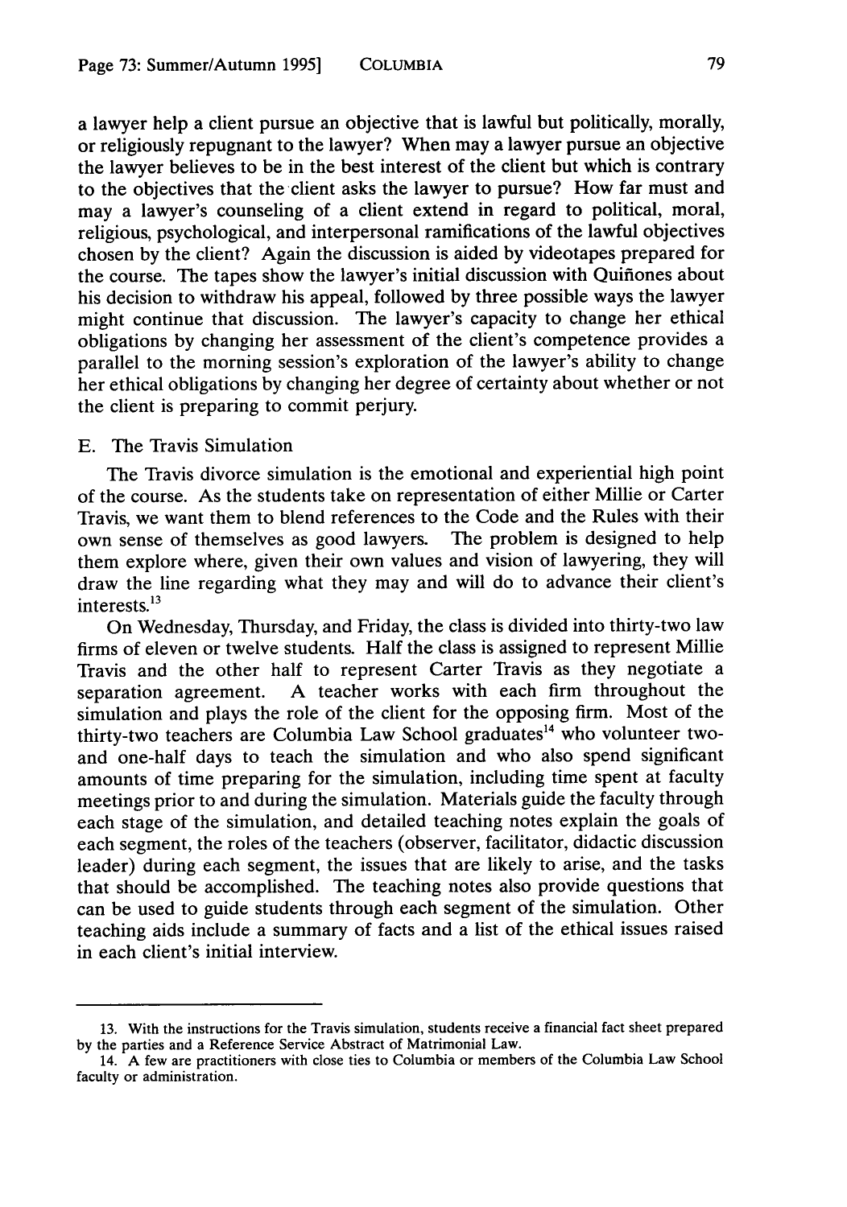a lawyer help a client pursue an objective that is lawful but politically, morally, or religiously repugnant to the lawyer? When may a lawyer pursue an objective the lawyer believes to be in the best interest of the client but which is contrary to the objectives that the client asks the lawyer to pursue? How far must and may a lawyer's counseling of a client extend in regard to political, moral, religious, psychological, and interpersonal ramifications of the lawful objectives chosen by the client? Again the discussion is aided by videotapes prepared for the course. The tapes show the lawyer's initial discussion with Quiñones about his decision to withdraw his appeal, followed by three possible ways the lawyer might continue that discussion. The lawyer's capacity to change her ethical obligations by changing her assessment of the client's competence provides a parallel to the morning session's exploration of the lawyer's ability to change her ethical obligations by changing her degree of certainty about whether or not the client is preparing to commit perjury.

### E. The Travis Simulation

The Travis divorce simulation is the emotional and experiential high point of the course. As the students take on representation of either Millie or Carter Travis, we want them to blend references to the Code and the Rules with their own sense of themselves as good lawyers. The problem is designed to help them explore where, given their own values and vision of lawyering, they will draw the line regarding what they may and will do to advance their client's interests.[13]

On Wednesday, Thursday, and Friday, the class is divided into thirty-two law firms of eleven or twelve students. Half the class is assigned to represent Millie Travis and the other half to represent Carter Travis as they negotiate a separation agreement. A teacher works with each firm throughout the simulation and plays the role of the client for the opposing firm. Most of the thirty-two teachers are Columbia Law School graduates[14] who volunteer two-and one-half days to teach the simulation and who also spend significant amounts of time preparing for the simulation, including time spent at faculty meetings prior to and during the simulation. Materials guide the faculty through each stage of the simulation, and detailed teaching notes explain the goals of each segment, the roles of the teachers (observer, facilitator, didactic discussion leader) during each segment, the issues that are likely to arise, and the tasks that should be accomplished. The teaching notes also provide questions that can be used to guide students through each segment of the simulation. Other teaching aids include a summary of facts and a list of the ethical issues raised in each client's initial interview.

---

13. With the instructions for the Travis simulation, students receive a financial fact sheet prepared by the parties and a Reference Service Abstract of Matrimonial Law.

14. A few are practitioners with close ties to Columbia or members of the Columbia Law School faculty or administration.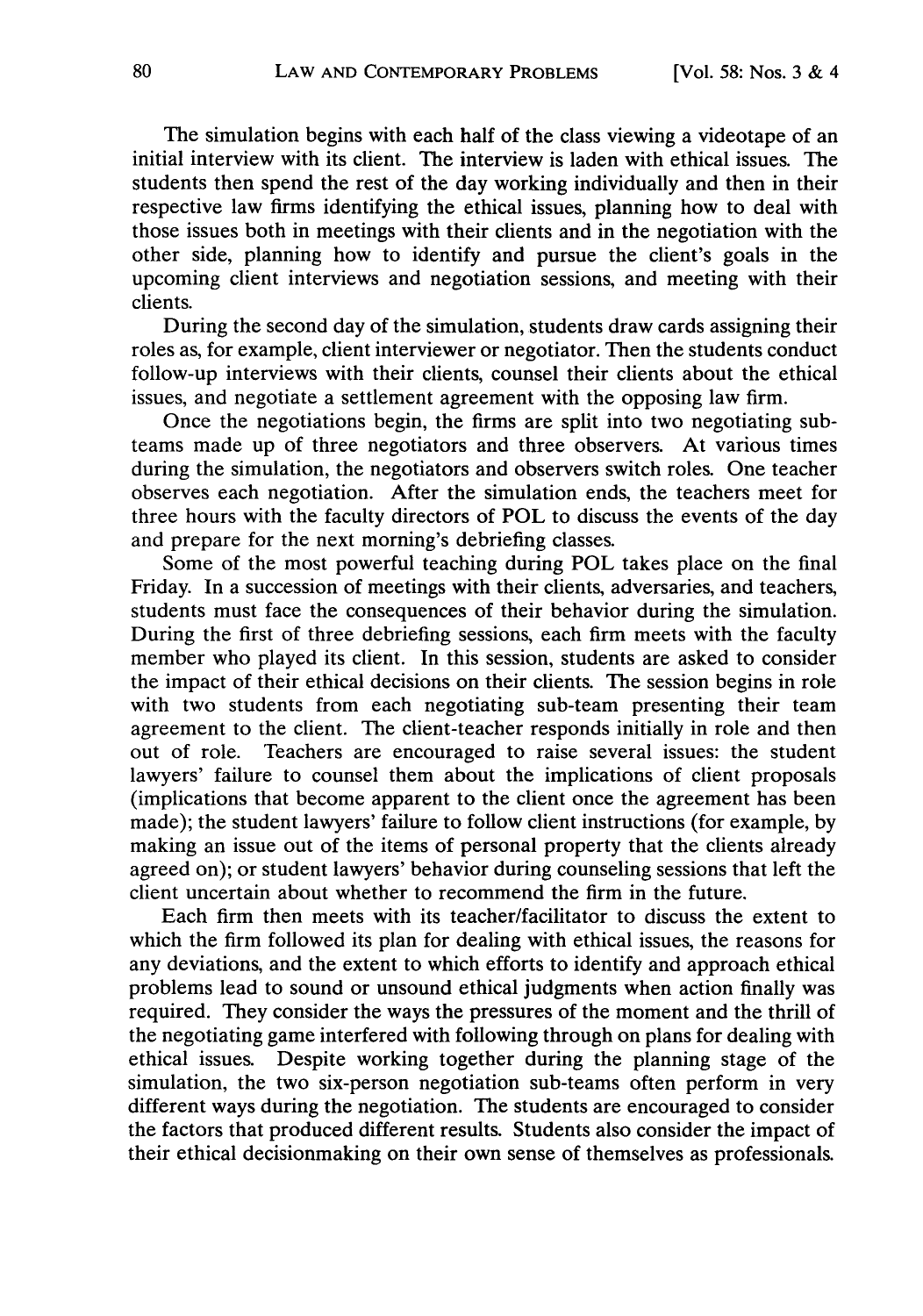The simulation begins with each half of the class viewing a videotape of an initial interview with its client. The interview is laden with ethical issues. The students then spend the rest of the day working individually and then in their respective law firms identifying the ethical issues, planning how to deal with those issues both in meetings with their clients and in the negotiation with the other side, planning how to identify and pursue the client's goals in the upcoming client interviews and negotiation sessions, and meeting with their clients.

During the second day of the simulation, students draw cards assigning their roles as, for example, client interviewer or negotiator. Then the students conduct follow-up interviews with their clients, counsel their clients about the ethical issues, and negotiate a settlement agreement with the opposing law firm.

Once the negotiations begin, the firms are split into two negotiating sub-teams made up of three negotiators and three observers. At various times during the simulation, the negotiators and observers switch roles. One teacher observes each negotiation. After the simulation ends, the teachers meet for three hours with the faculty directors of POL to discuss the events of the day and prepare for the next morning's debriefing classes.

Some of the most powerful teaching during POL takes place on the final Friday. In a succession of meetings with their clients, adversaries, and teachers, students must face the consequences of their behavior during the simulation. During the first of three debriefing sessions, each firm meets with the faculty member who played its client. In this session, students are asked to consider the impact of their ethical decisions on their clients. The session begins in role with two students from each negotiating sub-team presenting their team agreement to the client. The client-teacher responds initially in role and then out of role. Teachers are encouraged to raise several issues: the student lawyers' failure to counsel them about the implications of client proposals (implications that become apparent to the client once the agreement has been made); the student lawyers' failure to follow client instructions (for example, by making an issue out of the items of personal property that the clients already agreed on); or student lawyers' behavior during counseling sessions that left the client uncertain about whether to recommend the firm in the future.

Each firm then meets with its teacher/facilitator to discuss the extent to which the firm followed its plan for dealing with ethical issues, the reasons for any deviations, and the extent to which efforts to identify and approach ethical problems lead to sound or unsound ethical judgments when action finally was required. They consider the ways the pressures of the moment and the thrill of the negotiating game interfered with following through on plans for dealing with ethical issues. Despite working together during the planning stage of the simulation, the two six-person negotiation sub-teams often perform in very different ways during the negotiation. The students are encouraged to consider the factors that produced different results. Students also consider the impact of their ethical decisionmaking on their own sense of themselves as professionals.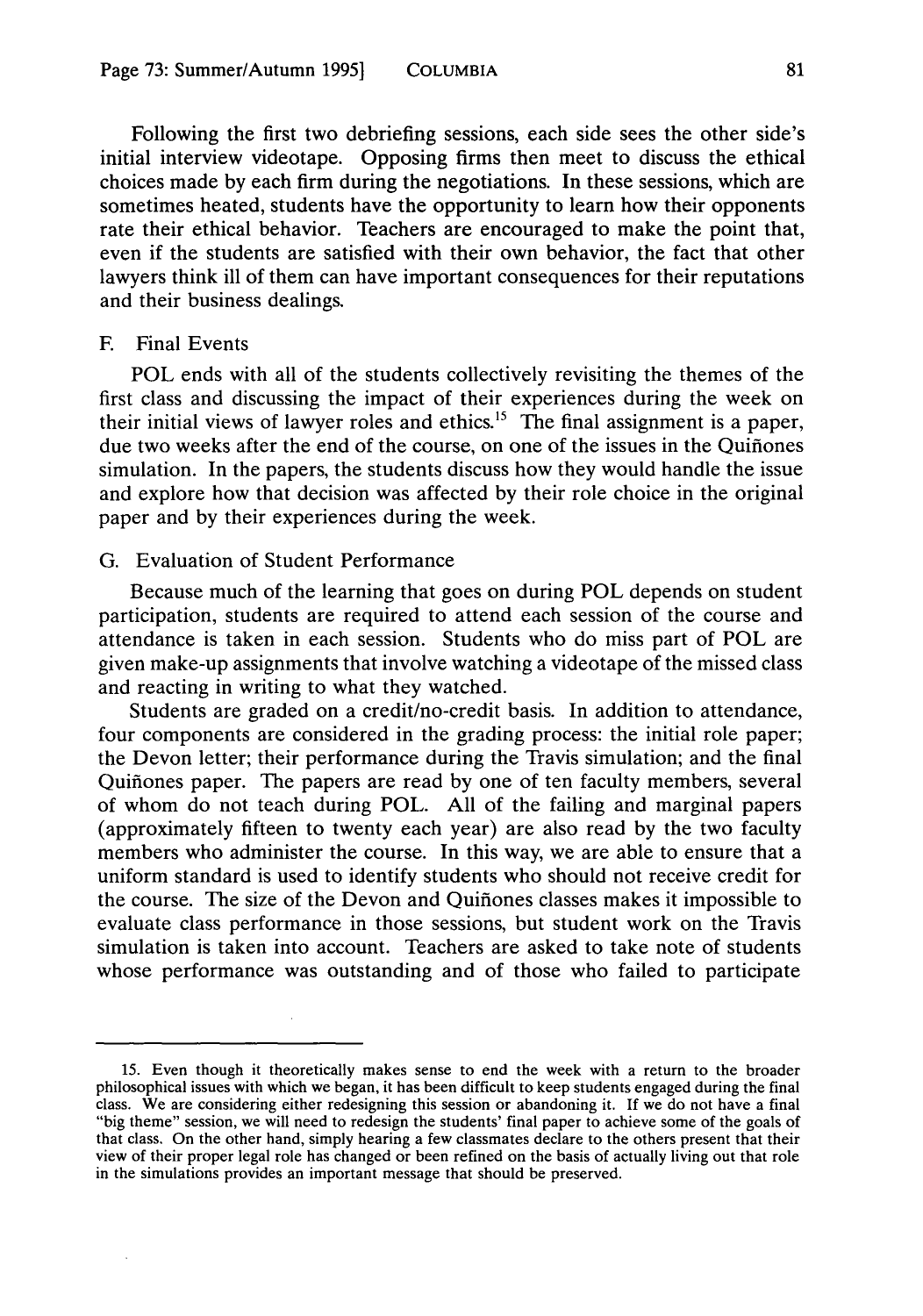Following the first two debriefing sessions, each side sees the other side's initial interview videotape. Opposing firms then meet to discuss the ethical choices made by each firm during the negotiations. In these sessions, which are sometimes heated, students have the opportunity to learn how their opponents rate their ethical behavior. Teachers are encouraged to make the point that, even if the students are satisfied with their own behavior, the fact that other lawyers think ill of them can have important consequences for their reputations and their business dealings.

### F. Final Events

POL ends with all of the students collectively revisiting the themes of the first class and discussing the impact of their experiences during the week on their initial views of lawyer roles and ethics.[15] The final assignment is a paper, due two weeks after the end of the course, on one of the issues in the Quiñones simulation. In the papers, the students discuss how they would handle the issue and explore how that decision was affected by their role choice in the original paper and by their experiences during the week.

### G. Evaluation of Student Performance

Because much of the learning that goes on during POL depends on student participation, students are required to attend each session of the course and attendance is taken in each session. Students who do miss part of POL are given make-up assignments that involve watching a videotape of the missed class and reacting in writing to what they watched.

Students are graded on a credit/no-credit basis. In addition to attendance, four components are considered in the grading process: the initial role paper; the Devon letter; their performance during the Travis simulation; and the final Quiñones paper. The papers are read by one of ten faculty members, several of whom do not teach during POL. All of the failing and marginal papers (approximately fifteen to twenty each year) are also read by the two faculty members who administer the course. In this way, we are able to ensure that a uniform standard is used to identify students who should not receive credit for the course. The size of the Devon and Quiñones classes makes it impossible to evaluate class performance in those sessions, but student work on the Travis simulation is taken into account. Teachers are asked to take note of students whose performance was outstanding and of those who failed to participate

---

15. Even though it theoretically makes sense to end the week with a return to the broader philosophical issues with which we began, it has been difficult to keep students engaged during the final class. We are considering either redesigning this session or abandoning it. If we do not have a final "big theme" session, we will need to redesign the students' final paper to achieve some of the goals of that class. On the other hand, simply hearing a few classmates declare to the others present that their view of their proper legal role has changed or been refined on the basis of actually living out that role in the simulations provides an important message that should be preserved.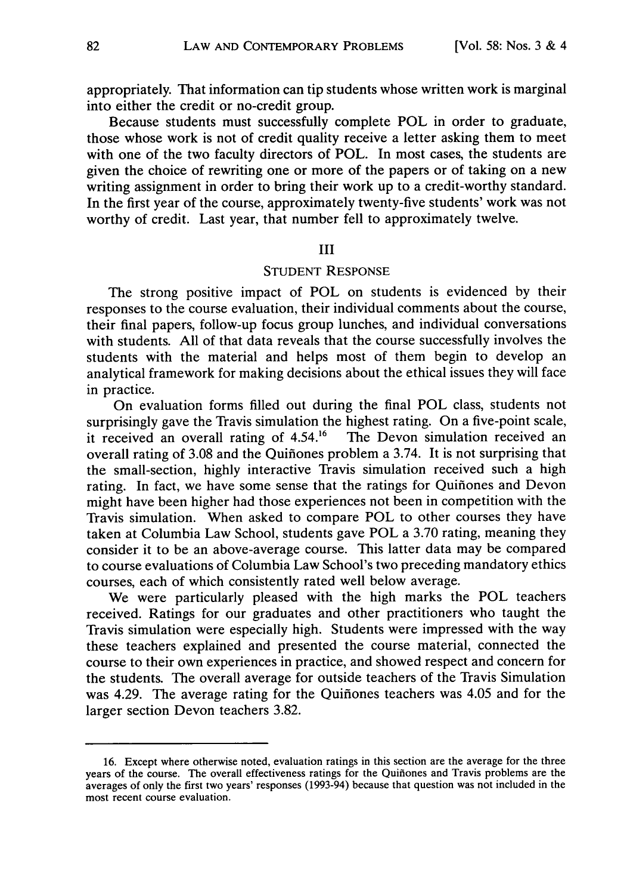appropriately. That information can tip students whose written work is marginal into either the credit or no-credit group.

Because students must successfully complete POL in order to graduate, those whose work is not of credit quality receive a letter asking them to meet with one of the two faculty directors of POL. In most cases, the students are given the choice of rewriting one or more of the papers or of taking on a new writing assignment in order to bring their work up to a credit-worthy standard. In the first year of the course, approximately twenty-five students' work was not worthy of credit. Last year, that number fell to approximately twelve.

## III

## STUDENT RESPONSE

The strong positive impact of POL on students is evidenced by their responses to the course evaluation, their individual comments about the course, their final papers, follow-up focus group lunches, and individual conversations with students. All of that data reveals that the course successfully involves the students with the material and helps most of them begin to develop an analytical framework for making decisions about the ethical issues they will face in practice.

On evaluation forms filled out during the final POL class, students not surprisingly gave the Travis simulation the highest rating. On a five-point scale, it received an overall rating of 4.54.[16] The Devon simulation received an overall rating of 3.08 and the Quiñones problem a 3.74. It is not surprising that the small-section, highly interactive Travis simulation received such a high rating. In fact, we have some sense that the ratings for Quiñones and Devon might have been higher had those experiences not been in competition with the Travis simulation. When asked to compare POL to other courses they have taken at Columbia Law School, students gave POL a 3.70 rating, meaning they consider it to be an above-average course. This latter data may be compared to course evaluations of Columbia Law School's two preceding mandatory ethics courses, each of which consistently rated well below average.

We were particularly pleased with the high marks the POL teachers received. Ratings for our graduates and other practitioners who taught the Travis simulation were especially high. Students were impressed with the way these teachers explained and presented the course material, connected the course to their own experiences in practice, and showed respect and concern for the students. The overall average for outside teachers of the Travis Simulation was 4.29. The average rating for the Quiñones teachers was 4.05 and for the larger section Devon teachers 3.82.

---

16. Except where otherwise noted, evaluation ratings in this section are the average for the three years of the course. The overall effectiveness ratings for the Quiñones and Travis problems are the averages of only the first two years' responses (1993-94) because that question was not included in the most recent course evaluation.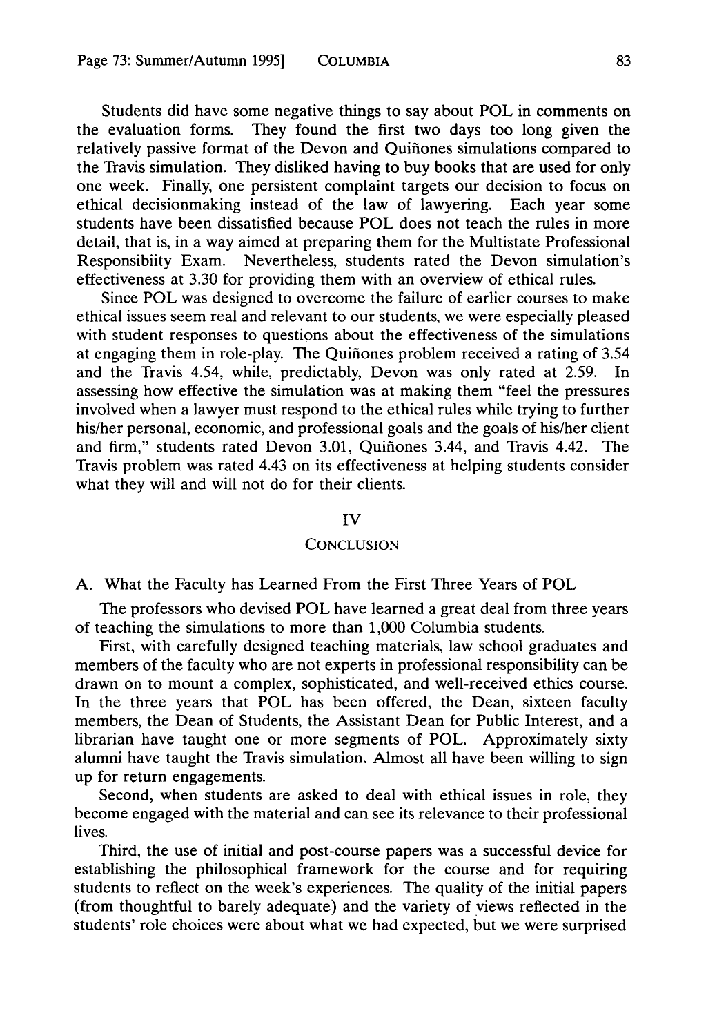Students did have some negative things to say about POL in comments on the evaluation forms. They found the first two days too long given the relatively passive format of the Devon and Quiñones simulations compared to the Travis simulation. They disliked having to buy books that are used for only one week. Finally, one persistent complaint targets our decision to focus on ethical decisionmaking instead of the law of lawyering. Each year some students have been dissatisfied because POL does not teach the rules in more detail, that is, in a way aimed at preparing them for the Multistate Professional Responsibiity Exam. Nevertheless, students rated the Devon simulation's effectiveness at 3.30 for providing them with an overview of ethical rules.

Since POL was designed to overcome the failure of earlier courses to make ethical issues seem real and relevant to our students, we were especially pleased with student responses to questions about the effectiveness of the simulations at engaging them in role-play. The Quiñones problem received a rating of 3.54 and the Travis 4.54, while, predictably, Devon was only rated at 2.59. In assessing how effective the simulation was at making them "feel the pressures involved when a lawyer must respond to the ethical rules while trying to further his/her personal, economic, and professional goals and the goals of his/her client and firm," students rated Devon 3.01, Quiñones 3.44, and Travis 4.42. The Travis problem was rated 4.43 on its effectiveness at helping students consider what they will and will not do for their clients.

## IV

## CONCLUSION

### A. What the Faculty has Learned From the First Three Years of POL

The professors who devised POL have learned a great deal from three years of teaching the simulations to more than 1,000 Columbia students.

First, with carefully designed teaching materials, law school graduates and members of the faculty who are not experts in professional responsibility can be drawn on to mount a complex, sophisticated, and well-received ethics course. In the three years that POL has been offered, the Dean, sixteen faculty members, the Dean of Students, the Assistant Dean for Public Interest, and a librarian have taught one or more segments of POL. Approximately sixty alumni have taught the Travis simulation. Almost all have been willing to sign up for return engagements.

Second, when students are asked to deal with ethical issues in role, they become engaged with the material and can see its relevance to their professional lives.

Third, the use of initial and post-course papers was a successful device for establishing the philosophical framework for the course and for requiring students to reflect on the week's experiences. The quality of the initial papers (from thoughtful to barely adequate) and the variety of views reflected in the students' role choices were about what we had expected, but we were surprised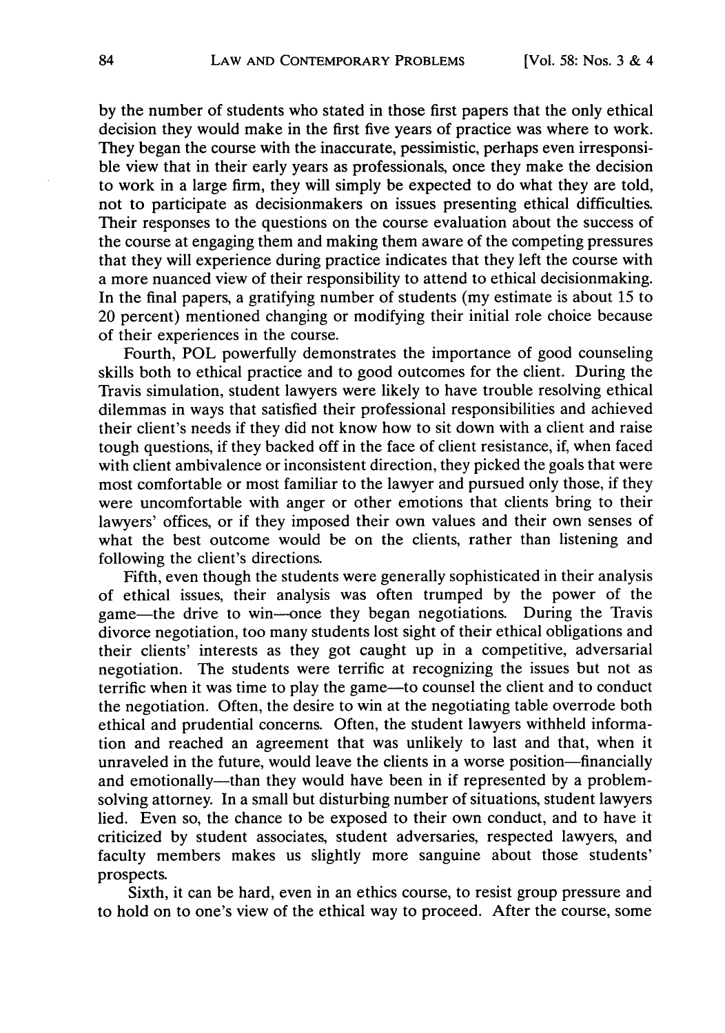by the number of students who stated in those first papers that the only ethical decision they would make in the first five years of practice was where to work. They began the course with the inaccurate, pessimistic, perhaps even irresponsible view that in their early years as professionals, once they make the decision to work in a large firm, they will simply be expected to do what they are told, not to participate as decisionmakers on issues presenting ethical difficulties. Their responses to the questions on the course evaluation about the success of the course at engaging them and making them aware of the competing pressures that they will experience during practice indicates that they left the course with a more nuanced view of their responsibility to attend to ethical decisionmaking. In the final papers, a gratifying number of students (my estimate is about 15 to 20 percent) mentioned changing or modifying their initial role choice because of their experiences in the course.

Fourth, POL powerfully demonstrates the importance of good counseling skills both to ethical practice and to good outcomes for the client. During the Travis simulation, student lawyers were likely to have trouble resolving ethical dilemmas in ways that satisfied their professional responsibilities and achieved their client's needs if they did not know how to sit down with a client and raise tough questions, if they backed off in the face of client resistance, if, when faced with client ambivalence or inconsistent direction, they picked the goals that were most comfortable or most familiar to the lawyer and pursued only those, if they were uncomfortable with anger or other emotions that clients bring to their lawyers' offices, or if they imposed their own values and their own senses of what the best outcome would be on the clients, rather than listening and following the client's directions.

Fifth, even though the students were generally sophisticated in their analysis of ethical issues, their analysis was often trumped by the power of the game—the drive to win—once they began negotiations. During the Travis divorce negotiation, too many students lost sight of their ethical obligations and their clients' interests as they got caught up in a competitive, adversarial negotiation. The students were terrific at recognizing the issues but not as terrific when it was time to play the game—to counsel the client and to conduct the negotiation. Often, the desire to win at the negotiating table overrode both ethical and prudential concerns. Often, the student lawyers withheld information and reached an agreement that was unlikely to last and that, when it unraveled in the future, would leave the clients in a worse position—financially and emotionally—than they would have been in if represented by a problem-solving attorney. In a small but disturbing number of situations, student lawyers lied. Even so, the chance to be exposed to their own conduct, and to have it criticized by student associates, student adversaries, respected lawyers, and faculty members makes us slightly more sanguine about those students' prospects.

Sixth, it can be hard, even in an ethics course, to resist group pressure and to hold on to one's view of the ethical way to proceed. After the course, some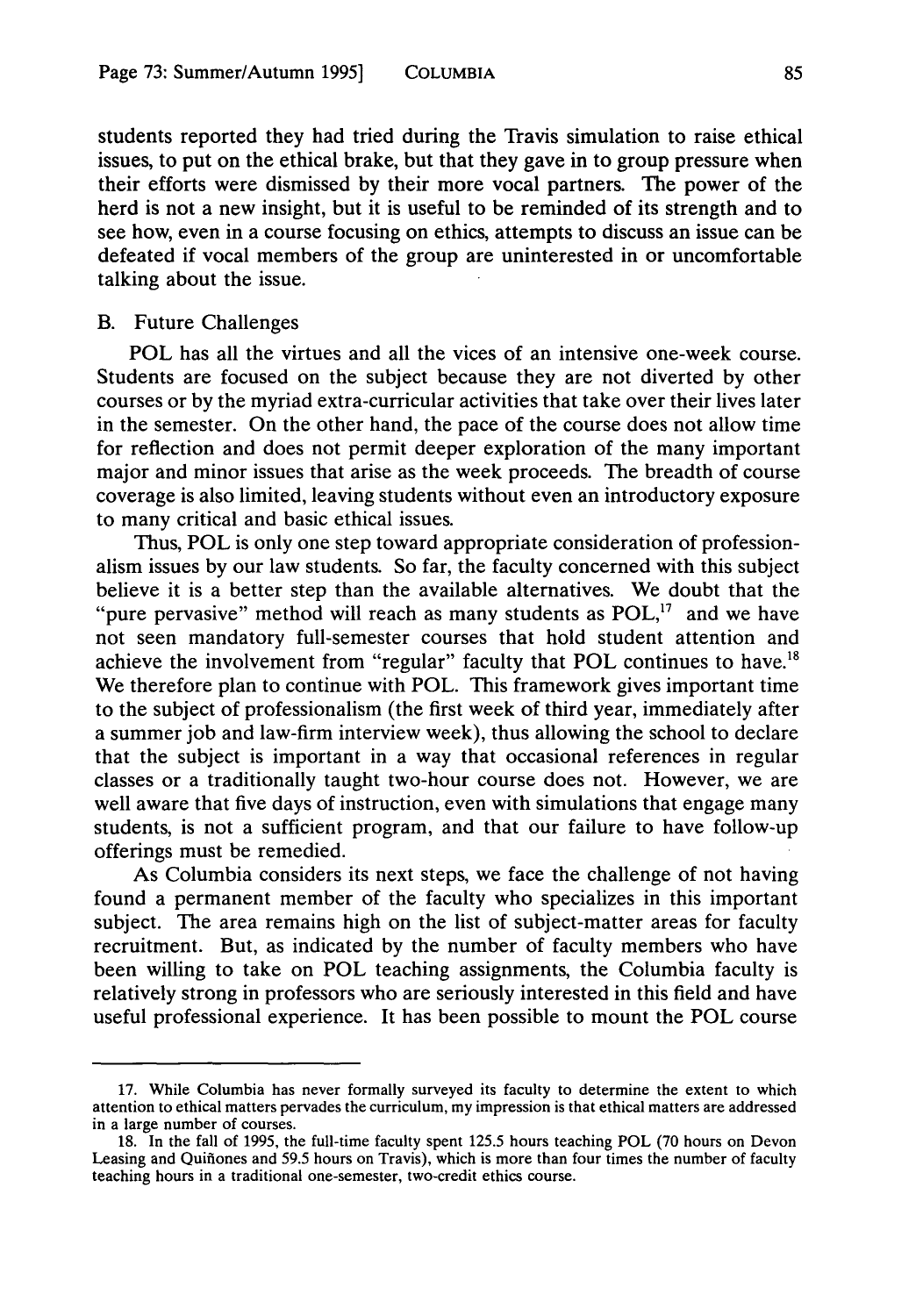students reported they had tried during the Travis simulation to raise ethical issues, to put on the ethical brake, but that they gave in to group pressure when their efforts were dismissed by their more vocal partners. The power of the herd is not a new insight, but it is useful to be reminded of its strength and to see how, even in a course focusing on ethics, attempts to discuss an issue can be defeated if vocal members of the group are uninterested in or uncomfortable talking about the issue.

### B. Future Challenges

POL has all the virtues and all the vices of an intensive one-week course. Students are focused on the subject because they are not diverted by other courses or by the myriad extra-curricular activities that take over their lives later in the semester. On the other hand, the pace of the course does not allow time for reflection and does not permit deeper exploration of the many important major and minor issues that arise as the week proceeds. The breadth of course coverage is also limited, leaving students without even an introductory exposure to many critical and basic ethical issues.

Thus, POL is only one step toward appropriate consideration of professionalism issues by our law students. So far, the faculty concerned with this subject believe it is a better step than the available alternatives. We doubt that the "pure pervasive" method will reach as many students as POL,[17] and we have not seen mandatory full-semester courses that hold student attention and achieve the involvement from "regular" faculty that POL continues to have.[18] We therefore plan to continue with POL. This framework gives important time to the subject of professionalism (the first week of third year, immediately after a summer job and law-firm interview week), thus allowing the school to declare that the subject is important in a way that occasional references in regular classes or a traditionally taught two-hour course does not. However, we are well aware that five days of instruction, even with simulations that engage many students, is not a sufficient program, and that our failure to have follow-up offerings must be remedied.

As Columbia considers its next steps, we face the challenge of not having found a permanent member of the faculty who specializes in this important subject. The area remains high on the list of subject-matter areas for faculty recruitment. But, as indicated by the number of faculty members who have been willing to take on POL teaching assignments, the Columbia faculty is relatively strong in professors who are seriously interested in this field and have useful professional experience. It has been possible to mount the POL course

---

17. While Columbia has never formally surveyed its faculty to determine the extent to which attention to ethical matters pervades the curriculum, my impression is that ethical matters are addressed in a large number of courses.

18. In the fall of 1995, the full-time faculty spent 125.5 hours teaching POL (70 hours on Devon Leasing and Quiñones and 59.5 hours on Travis), which is more than four times the number of faculty teaching hours in a traditional one-semester, two-credit ethics course.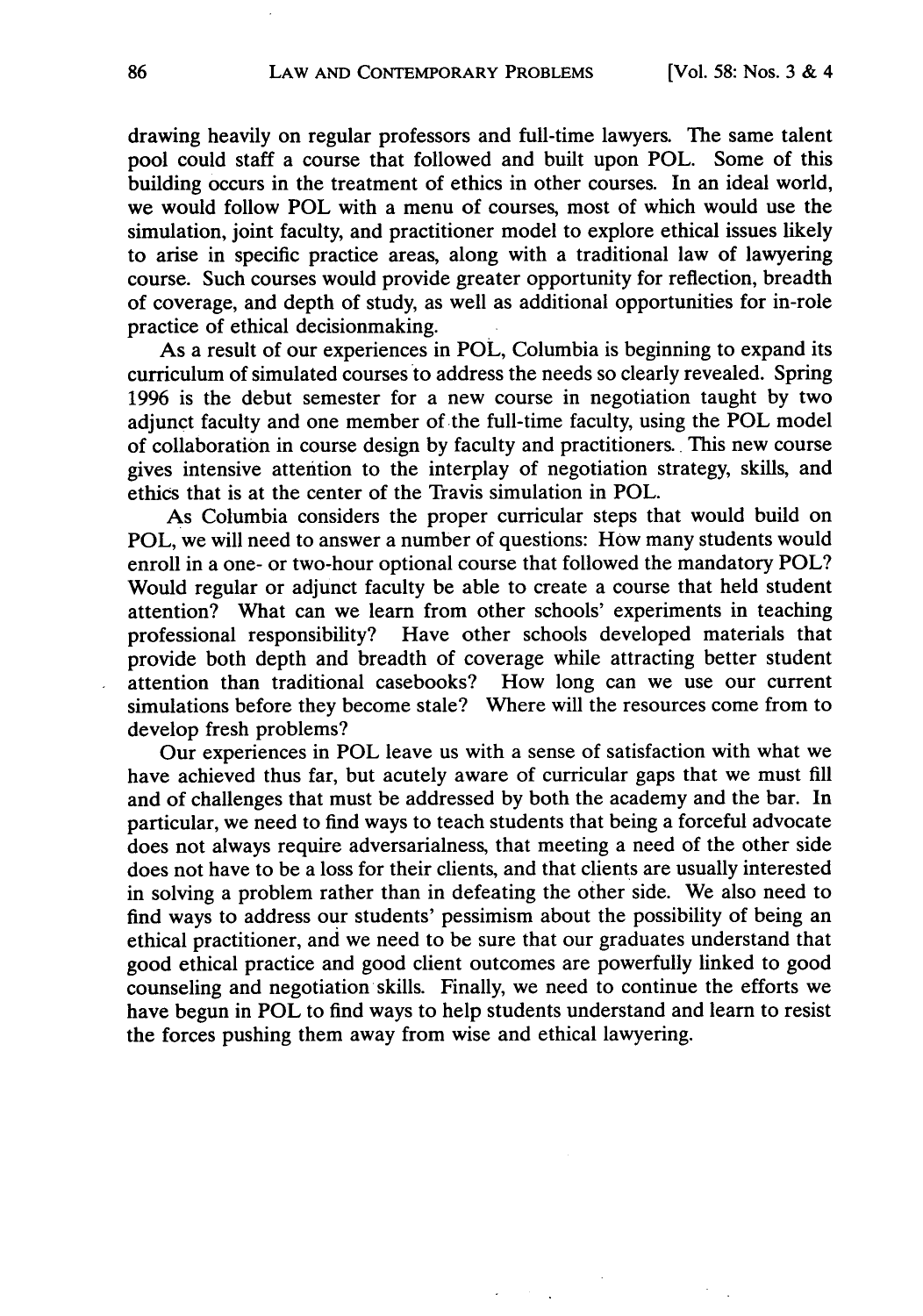drawing heavily on regular professors and full-time lawyers. The same talent pool could staff a course that followed and built upon POL. Some of this building occurs in the treatment of ethics in other courses. In an ideal world, we would follow POL with a menu of courses, most of which would use the simulation, joint faculty, and practitioner model to explore ethical issues likely to arise in specific practice areas, along with a traditional law of lawyering course. Such courses would provide greater opportunity for reflection, breadth of coverage, and depth of study, as well as additional opportunities for in-role practice of ethical decisionmaking.

As a result of our experiences in POL, Columbia is beginning to expand its curriculum of simulated courses to address the needs so clearly revealed. Spring 1996 is the debut semester for a new course in negotiation taught by two adjunct faculty and one member of the full-time faculty, using the POL model of collaboration in course design by faculty and practitioners. This new course gives intensive attention to the interplay of negotiation strategy, skills, and ethics that is at the center of the Travis simulation in POL.

As Columbia considers the proper curricular steps that would build on POL, we will need to answer a number of questions: How many students would enroll in a one- or two-hour optional course that followed the mandatory POL? Would regular or adjunct faculty be able to create a course that held student attention? What can we learn from other schools' experiments in teaching professional responsibility? Have other schools developed materials that provide both depth and breadth of coverage while attracting better student attention than traditional casebooks? How long can we use our current simulations before they become stale? Where will the resources come from to develop fresh problems?

Our experiences in POL leave us with a sense of satisfaction with what we have achieved thus far, but acutely aware of curricular gaps that we must fill and of challenges that must be addressed by both the academy and the bar. In particular, we need to find ways to teach students that being a forceful advocate does not always require adversarialness, that meeting a need of the other side does not have to be a loss for their clients, and that clients are usually interested in solving a problem rather than in defeating the other side. We also need to find ways to address our students' pessimism about the possibility of being an ethical practitioner, and we need to be sure that our graduates understand that good ethical practice and good client outcomes are powerfully linked to good counseling and negotiation skills. Finally, we need to continue the efforts we have begun in POL to find ways to help students understand and learn to resist the forces pushing them away from wise and ethical lawyering.